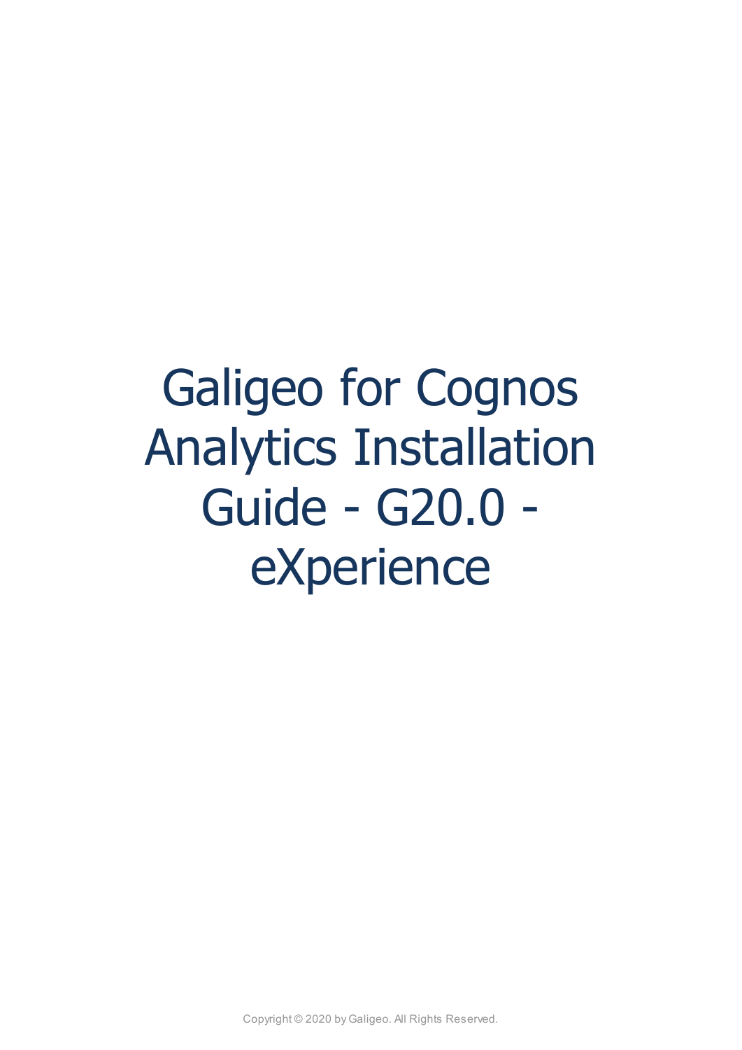# Galigeo for Cognos Analytics Installation Guide - G20.0 - eXperience

Copyright © 2020 by Galigeo. All Rights Reserved.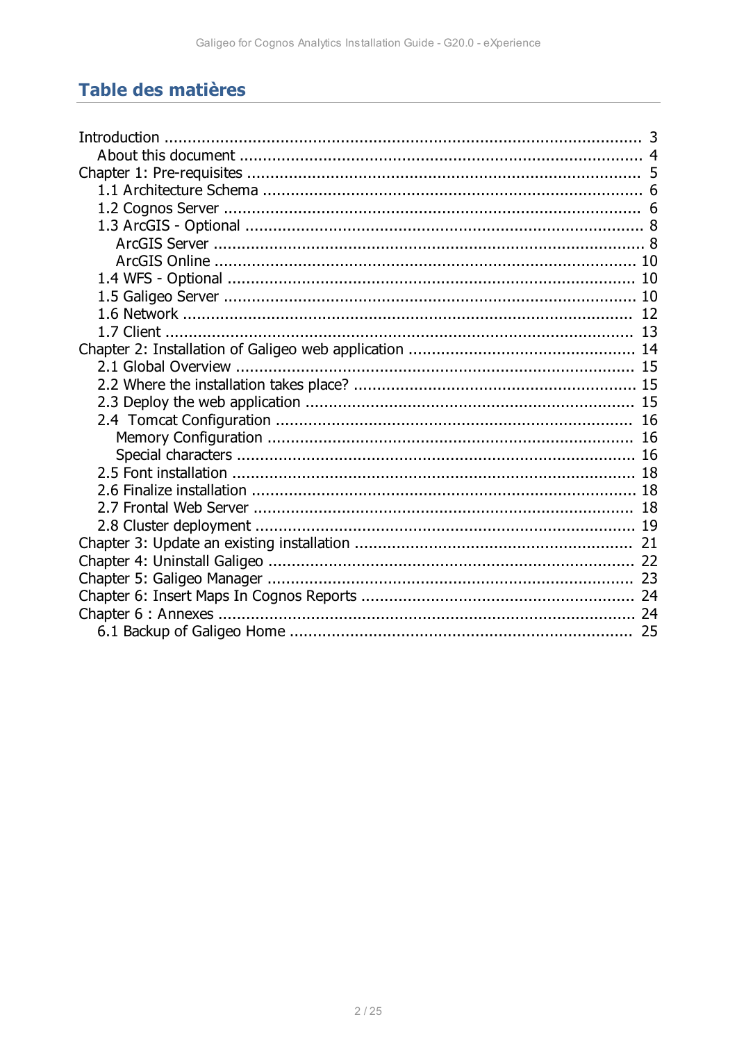# Table des matières

- Introduction ........ 3
  - About this document ........ 4
- Chapter 1: Pre-requisites ........ 5
  - 1.1 Architecture Schema ........ 6
  - 1.2 Cognos Server ........ 6
  - 1.3 ArcGIS - Optional ........ 8
    - ArcGIS Server ........ 8
    - ArcGIS Online ........ 10
  - 1.4 WFS - Optional ........ 10
  - 1.5 Galigeo Server ........ 10
  - 1.6 Network ........ 12
  - 1.7 Client ........ 13
- Chapter 2: Installation of Galigeo web application ........ 14
  - 2.1 Global Overview ........ 15
  - 2.2 Where the installation takes place? ........ 15
  - 2.3 Deploy the web application ........ 15
  - 2.4 Tomcat Configuration ........ 16
    - Memory Configuration ........ 16
    - Special characters ........ 16
  - 2.5 Font installation ........ 18
  - 2.6 Finalize installation ........ 18
  - 2.7 Frontal Web Server ........ 18
  - 2.8 Cluster deployment ........ 19
- Chapter 3: Update an existing installation ........ 21
- Chapter 4: Uninstall Galigeo ........ 22
- Chapter 5: Galigeo Manager ........ 23
- Chapter 6: Insert Maps In Cognos Reports ........ 24
- Chapter 6 : Annexes ........ 24
  - 6.1 Backup of Galigeo Home ........ 25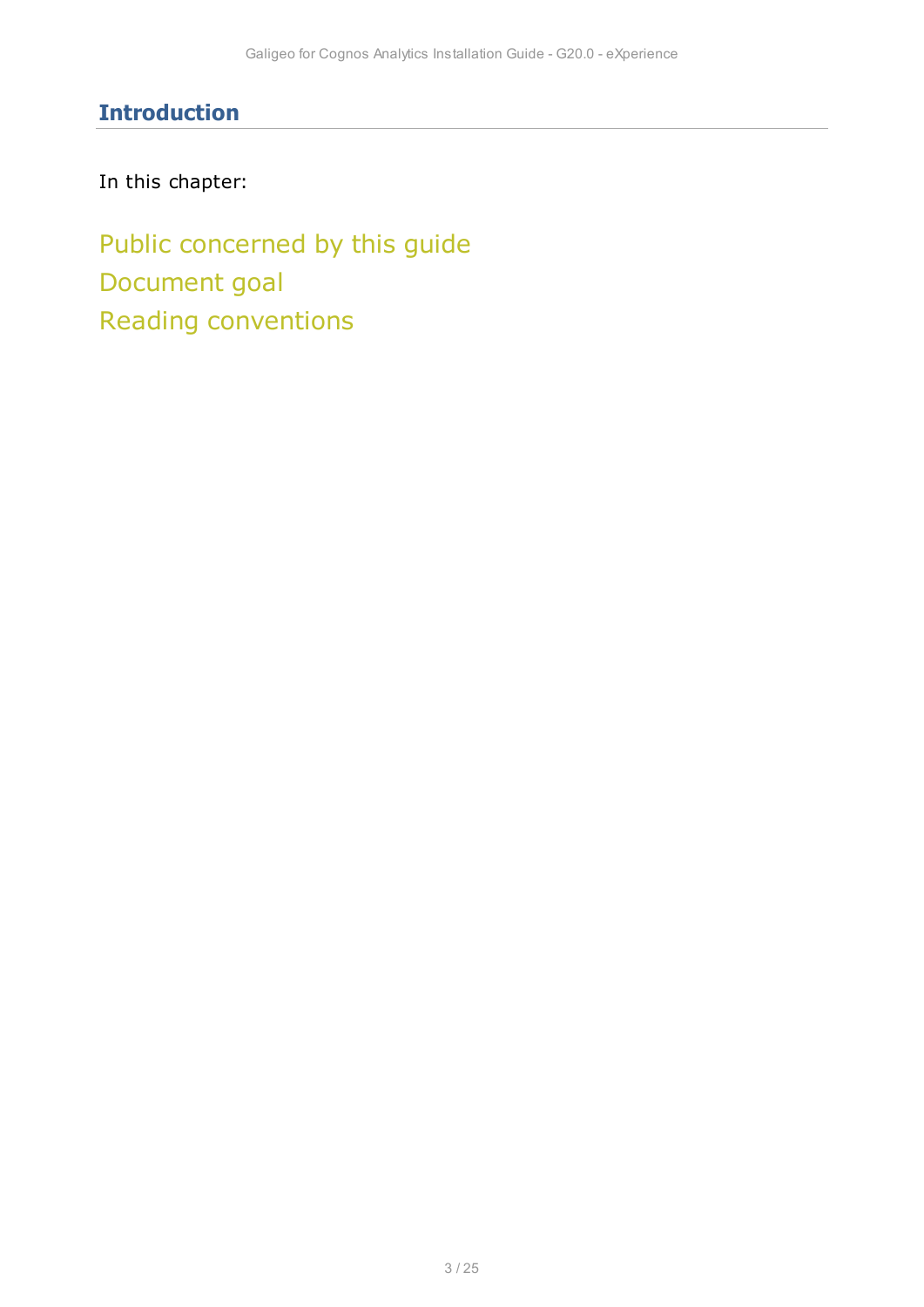# Introduction

In this chapter:

Public concerned by this guide
Document goal
Reading conventions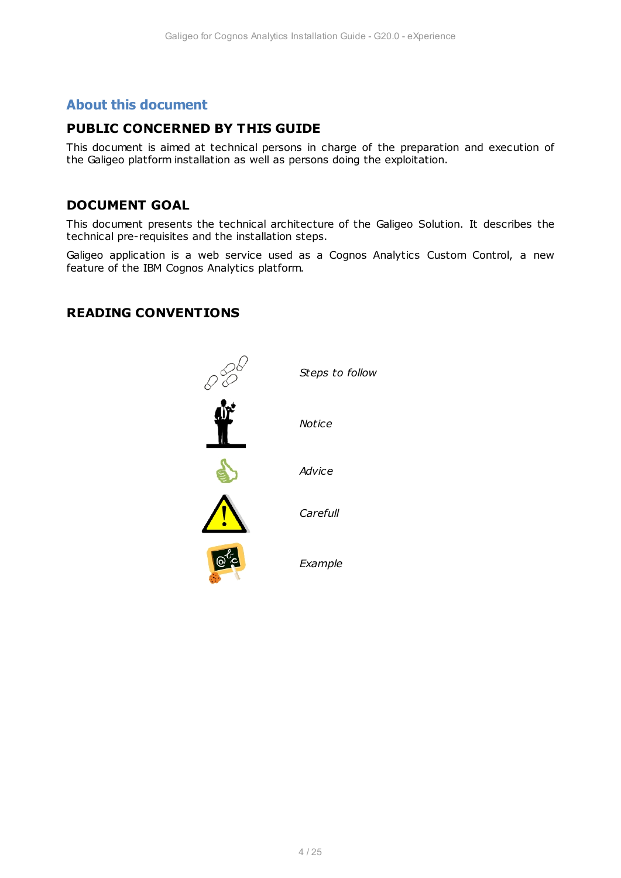# About this document

## PUBLIC CONCERNED BY THIS GUIDE

This document is aimed at technical persons in charge of the preparation and execution of the Galigeo platform installation as well as persons doing the exploitation.

## DOCUMENT GOAL

This document presents the technical architecture of the Galigeo Solution. It describes the technical pre-requisites and the installation steps.

Galigeo application is a web service used as a Cognos Analytics Custom Control, a new feature of the IBM Cognos Analytics platform.

## READING CONVENTIONS

*Steps to follow*

*Notice*

*Advice*

*Carefull*

*Example*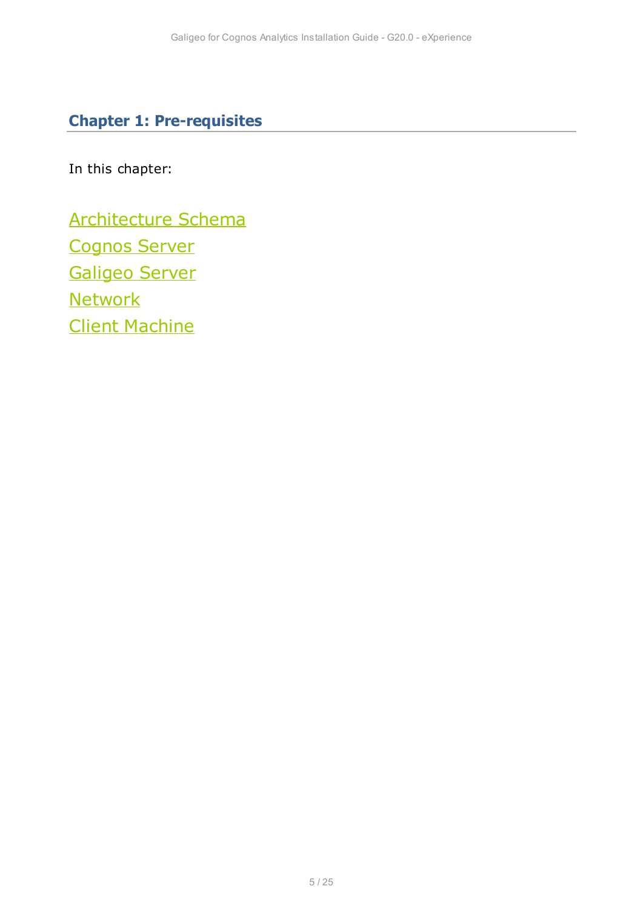# Chapter 1: Pre-requisites

In this chapter:

Architecture Schema
Cognos Server
Galigeo Server
Network
Client Machine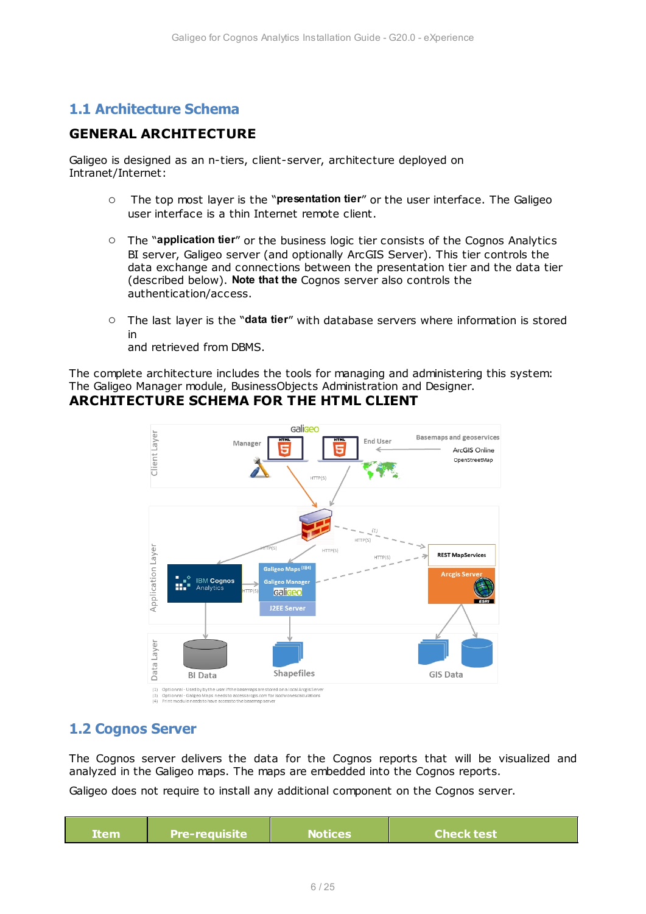## 1.1 Architecture Schema

### GENERAL ARCHITECTURE

Galigeo is designed as an n-tiers, client-server, architecture deployed on Intranet/Internet:

- The top most layer is the "**presentation tier**" or the user interface. The Galigeo user interface is a thin Internet remote client.
- The "**application tier**" or the business logic tier consists of the Cognos Analytics BI server, Galigeo server (and optionally ArcGIS Server). This tier controls the data exchange and connections between the presentation tier and the data tier (described below). **Note that the** Cognos server also controls the authentication/access.
- The last layer is the "**data tier**" with database servers where information is stored in and retrieved from DBMS.

The complete architecture includes the tools for managing and administering this system: The Galigeo Manager module, BusinessObjects Administration and Designer.

### ARCHITECTURE SCHEMA FOR THE HTML CLIENT

(1) Optional - Used by the user if the basemaps are stored on a local Arcgis Server
(3) Optional - Galigeo Maps needs to access arcgis.com for isochrones calculations
(4) Print module needs to have access to the basemap server

## 1.2 Cognos Server

The Cognos server delivers the data for the Cognos reports that will be visualized and analyzed in the Galigeo maps. The maps are embedded into the Cognos reports.

Galigeo does not require to install any additional component on the Cognos server.

| Item | Pre-requisite | Notices | Check test |
|---|---|---|---|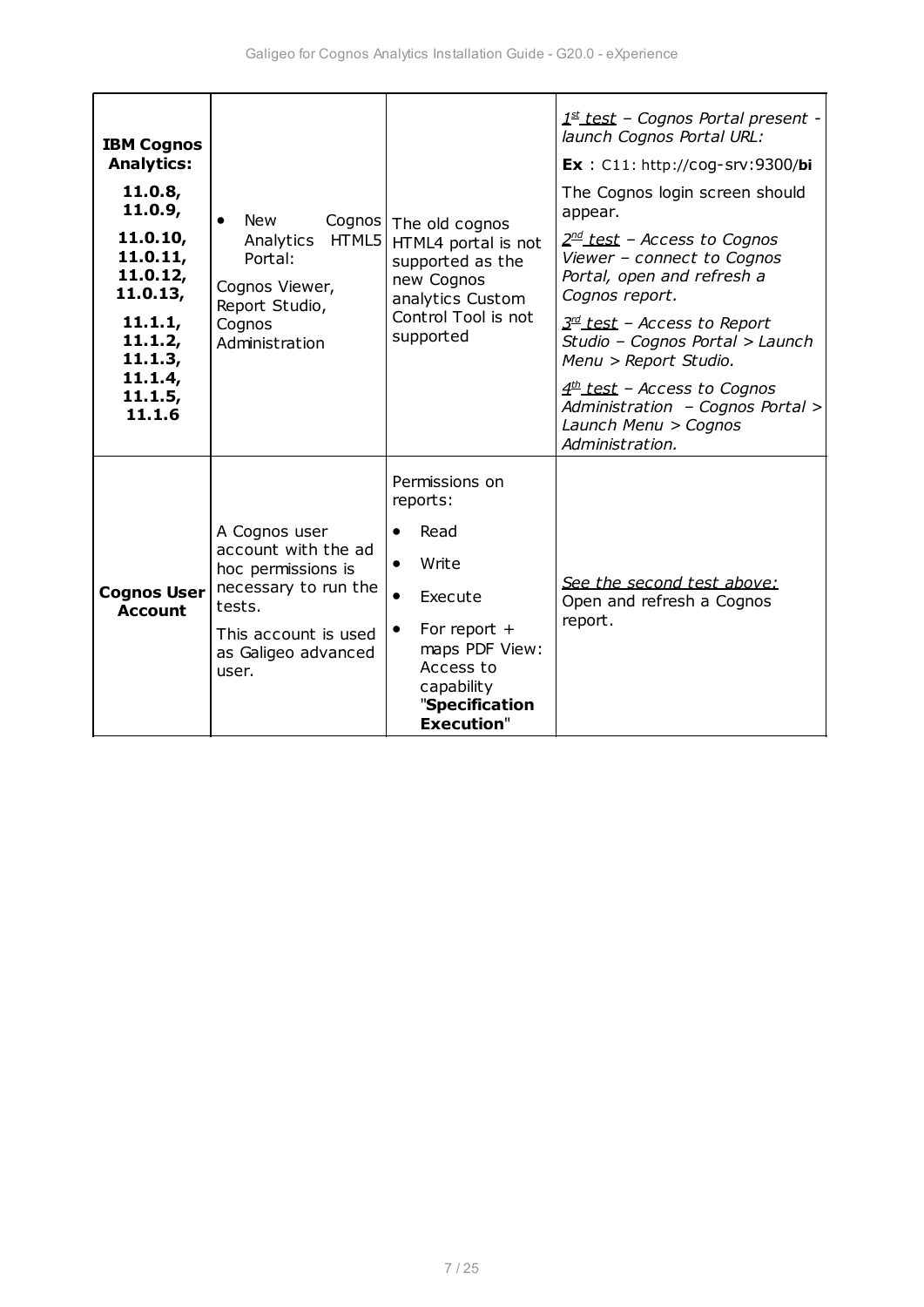| **IBM Cognos Analytics:** **11.0.8, 11.0.9, 11.0.10, 11.0.11, 11.0.12, 11.0.13, 11.1.1, 11.1.2, 11.1.3, 11.1.4, 11.1.5, 11.1.6** | • New Cognos Analytics HTML5 Portal:<br>Cognos Viewer, Report Studio, Cognos Administration | The old cognos HTML4 portal is not supported as the new Cognos analytics Custom Control Tool is not supported | *<u>1st test</u> – Cognos Portal present - launch Cognos Portal URL:*<br>**Ex** : C11: http://cog-srv:9300/**bi**<br>The Cognos login screen should appear.<br>*<u>2nd test</u> – Access to Cognos Viewer – connect to Cognos Portal, open and refresh a Cognos report.*<br>*<u>3rd test</u> – Access to Report Studio – Cognos Portal > Launch Menu > Report Studio.*<br>*<u>4th test</u> – Access to Cognos Administration – Cognos Portal > Launch Menu > Cognos Administration.* |
|---|---|---|---|
| **Cognos User Account** | A Cognos user account with the ad hoc permissions is necessary to run the tests.<br>This account is used as Galigeo advanced user. | Permissions on reports:<br>• Read<br>• Write<br>• Execute<br>• For report + maps PDF View: Access to capability "**Specification Execution**" | *<u>See the second test above:</u>*<br>Open and refresh a Cognos report. |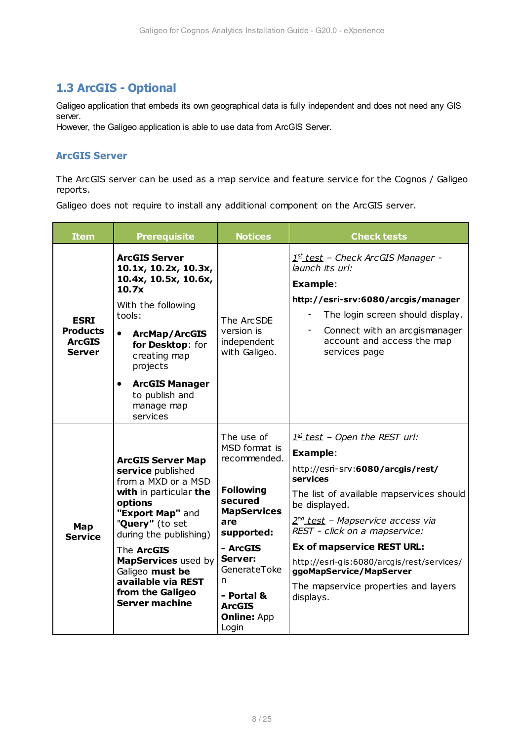## 1.3 ArcGIS - Optional

Galigeo application that embeds its own geographical data is fully independent and does not need any GIS server.
However, the Galigeo application is able to use data from ArcGIS Server.

### ArcGIS Server

The ArcGIS server can be used as a map service and feature service for the Cognos / Galigeo reports.

Galigeo does not require to install any additional component on the ArcGIS server.

| Item | Prerequisite | Notices | Check tests |
|---|---|---|---|
| **ESRI Products ArcGIS Server** | **ArcGIS Server 10.1x, 10.2x, 10.3x, 10.4x, 10.5x, 10.6x, 10.7x**<br>With the following tools:<br>• **ArcMap/ArcGIS for Desktop**: for creating map projects<br>• **ArcGIS Manager** to publish and manage map services | The ArcSDE version is independent with Galigeo. | *1st test – Check ArcGIS Manager - launch its url:*<br>**Example**:<br>**http://esri-srv:6080/arcgis/manager**<br>- The login screen should display.<br>- Connect with an arcgismanager account and access the map services page |
| **Map Service** | **ArcGIS Server Map service** published from a MXD or a MSD **with** in particular **the options "Export Map"** and **"Query"** (to set during the publishing)<br>The **ArcGIS MapServices** used by Galigeo **must be available via REST from the Galigeo Server machine** | The use of MSD format is recommended.<br>**Following secured MapServices are supported:**<br>**- ArcGIS Server:** GenerateToken<br>**- Portal & ArcGIS Online:** App Login | *1st test – Open the REST url:*<br>**Example**:<br>http://esri-srv:**6080/arcgis/rest/services**<br>The list of available mapservices should be displayed.<br>*2nd test – Mapservice access via REST - click on a mapservice:*<br>**Ex of mapservice REST URL:**<br>http://esri-gis:6080/arcgis/rest/services/**ggoMapService/MapServer**<br>The mapservice properties and layers displays. |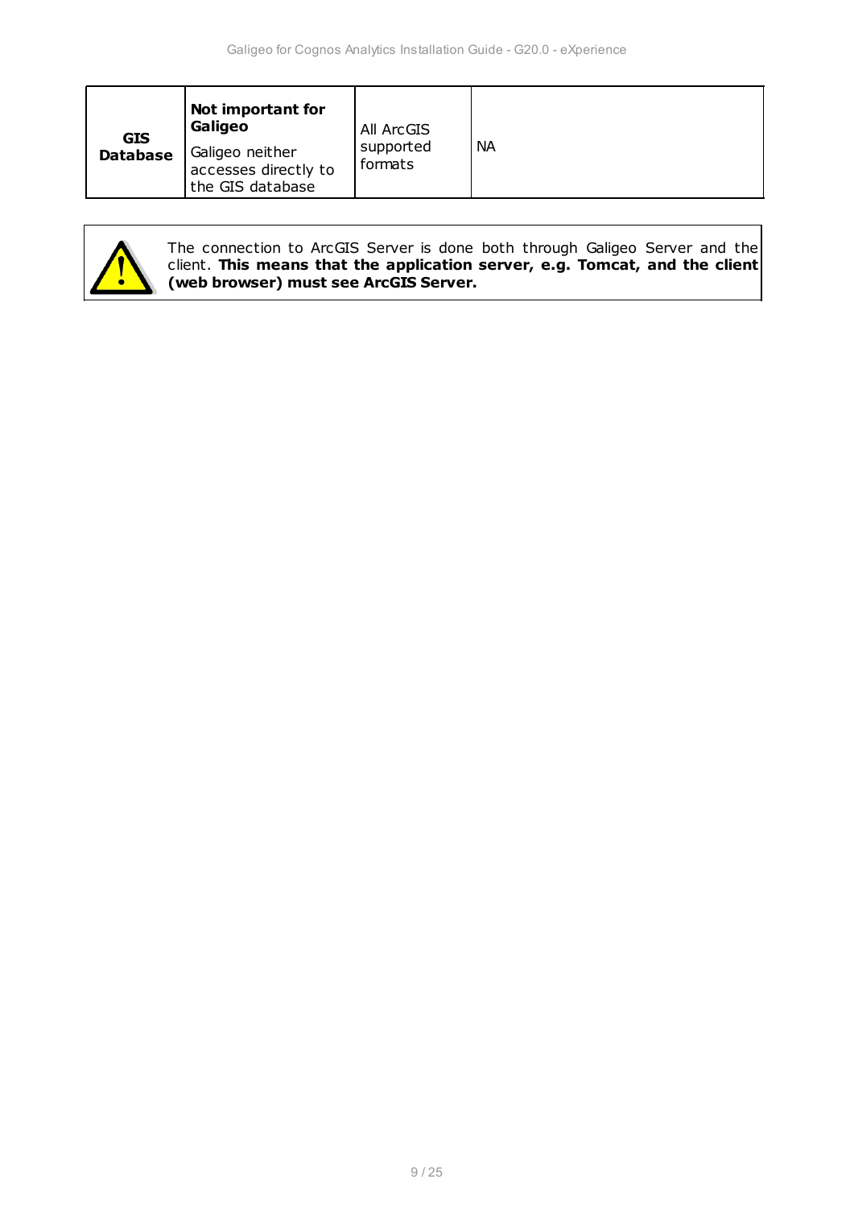| **GIS Database** | **Not important for Galigeo**<br>Galigeo neither accesses directly to the GIS database | All ArcGIS supported formats | NA |
| --- | --- | --- | --- |

The connection to ArcGIS Server is done both through Galigeo Server and the client. **This means that the application server, e.g. Tomcat, and the client (web browser) must see ArcGIS Server.**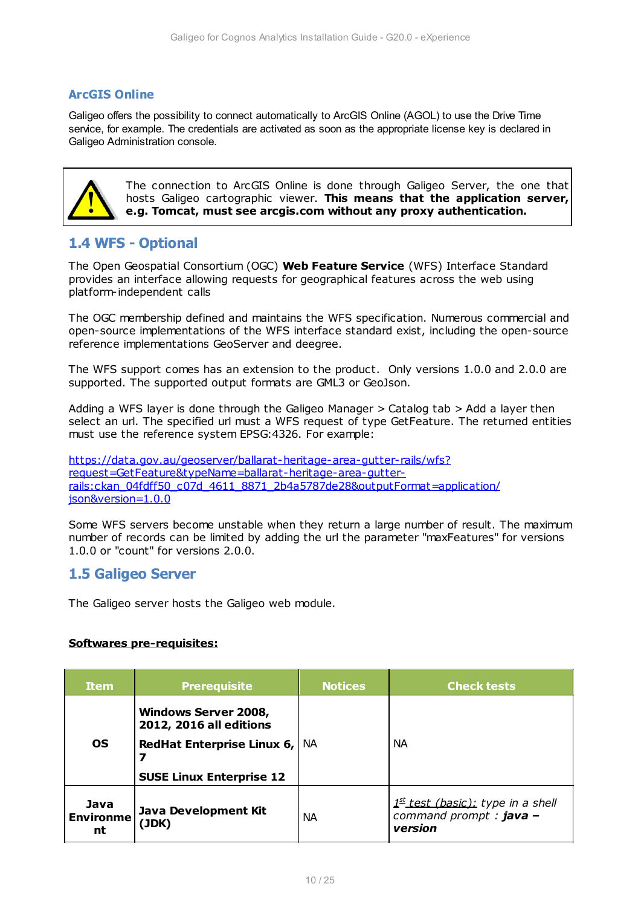### ArcGIS Online

Galigeo offers the possibility to connect automatically to ArcGIS Online (AGOL) to use the Drive Time service, for example. The credentials are activated as soon as the appropriate license key is declared in Galigeo Administration console.

> The connection to ArcGIS Online is done through Galigeo Server, the one that hosts Galigeo cartographic viewer. **This means that the application server, e.g. Tomcat, must see arcgis.com without any proxy authentication.**

## 1.4 WFS - Optional

The Open Geospatial Consortium (OGC) **Web Feature Service** (WFS) Interface Standard provides an interface allowing requests for geographical features across the web using platform-independent calls

The OGC membership defined and maintains the WFS specification. Numerous commercial and open-source implementations of the WFS interface standard exist, including the open-source reference implementations GeoServer and deegree.

The WFS support comes has an extension to the product.  Only versions 1.0.0 and 2.0.0 are supported. The supported output formats are GML3 or GeoJson.

Adding a WFS layer is done through the Galigeo Manager > Catalog tab > Add a layer then select an url. The specified url must a WFS request of type GetFeature. The returned entities must use the reference system EPSG:4326. For example:

https://data.gov.au/geoserver/ballarat-heritage-area-gutter-rails/wfs?request=GetFeature&typeName=ballarat-heritage-area-gutter-rails:ckan_04fdff50_c07d_4611_8871_2b4a5787de28&outputFormat=application/json&version=1.0.0

Some WFS servers become unstable when they return a large number of result. The maximum number of records can be limited by adding the url the parameter "maxFeatures" for versions 1.0.0 or "count" for versions 2.0.0.

## 1.5 Galigeo Server

The Galigeo server hosts the Galigeo web module.

**Softwares pre-requisites:**

| Item | Prerequisite | Notices | Check tests |
| --- | --- | --- | --- |
| **OS** | **Windows Server 2008, 2012, 2016 all editions**<br>**RedHat Enterprise Linux 6, 7**<br>**SUSE Linux Enterprise 12** | NA | NA |
| **Java Environment** | **Java Development Kit (JDK)** | NA | *1st test (basic): type in a shell command prompt : **java –version*** |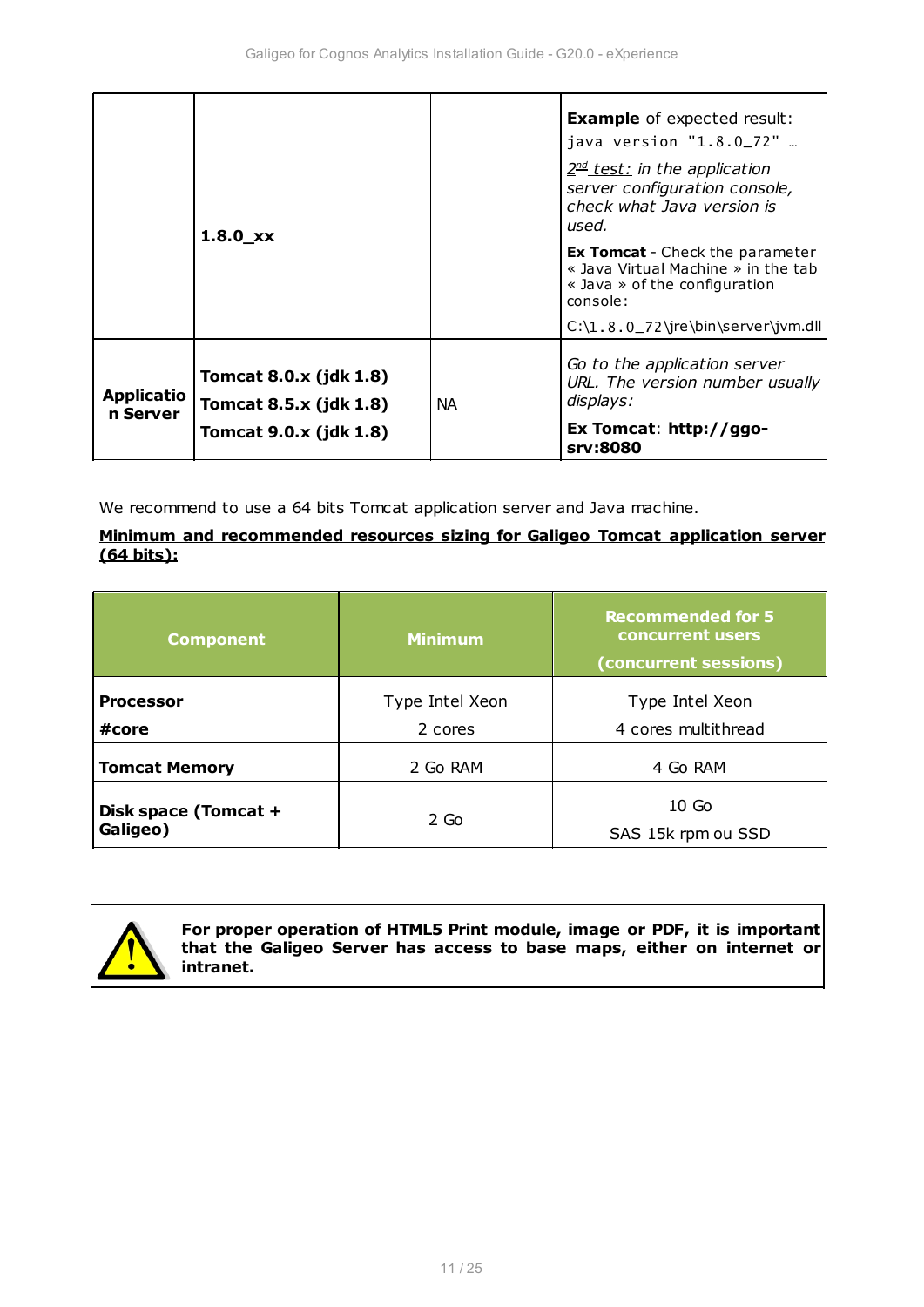| | | | |
|---|---|---|---|
| | **1.8.0_xx** | | **Example** of expected result: `java version "1.8.0_72" …` <br> *2nd test: in the application server configuration console, check what Java version is used.* <br> **Ex Tomcat** - Check the parameter « Java Virtual Machine » in the tab « Java » of the configuration console: <br> C:\1.8.0_72\jre\bin\server\jvm.dll |
| **Application Server** | **Tomcat 8.0.x (jdk 1.8)** <br> **Tomcat 8.5.x (jdk 1.8)** <br> **Tomcat 9.0.x (jdk 1.8)** | NA | *Go to the application server URL. The version number usually displays:* <br> **Ex Tomcat**: **http://ggo-srv:8080** |

We recommend to use a 64 bits Tomcat application server and Java machine.

**Minimum and recommended resources sizing for Galigeo Tomcat application server (64 bits):**

| Component | Minimum | Recommended for 5 concurrent users (concurrent sessions) |
|---|---|---|
| **Processor** <br> **#core** | Type Intel Xeon <br> 2 cores | Type Intel Xeon <br> 4 cores multithread |
| **Tomcat Memory** | 2 Go RAM | 4 Go RAM |
| **Disk space (Tomcat + Galigeo)** | 2 Go | 10 Go <br> SAS 15k rpm ou SSD |

> ⚠ **For proper operation of HTML5 Print module, image or PDF, it is important that the Galigeo Server has access to base maps, either on internet or intranet.**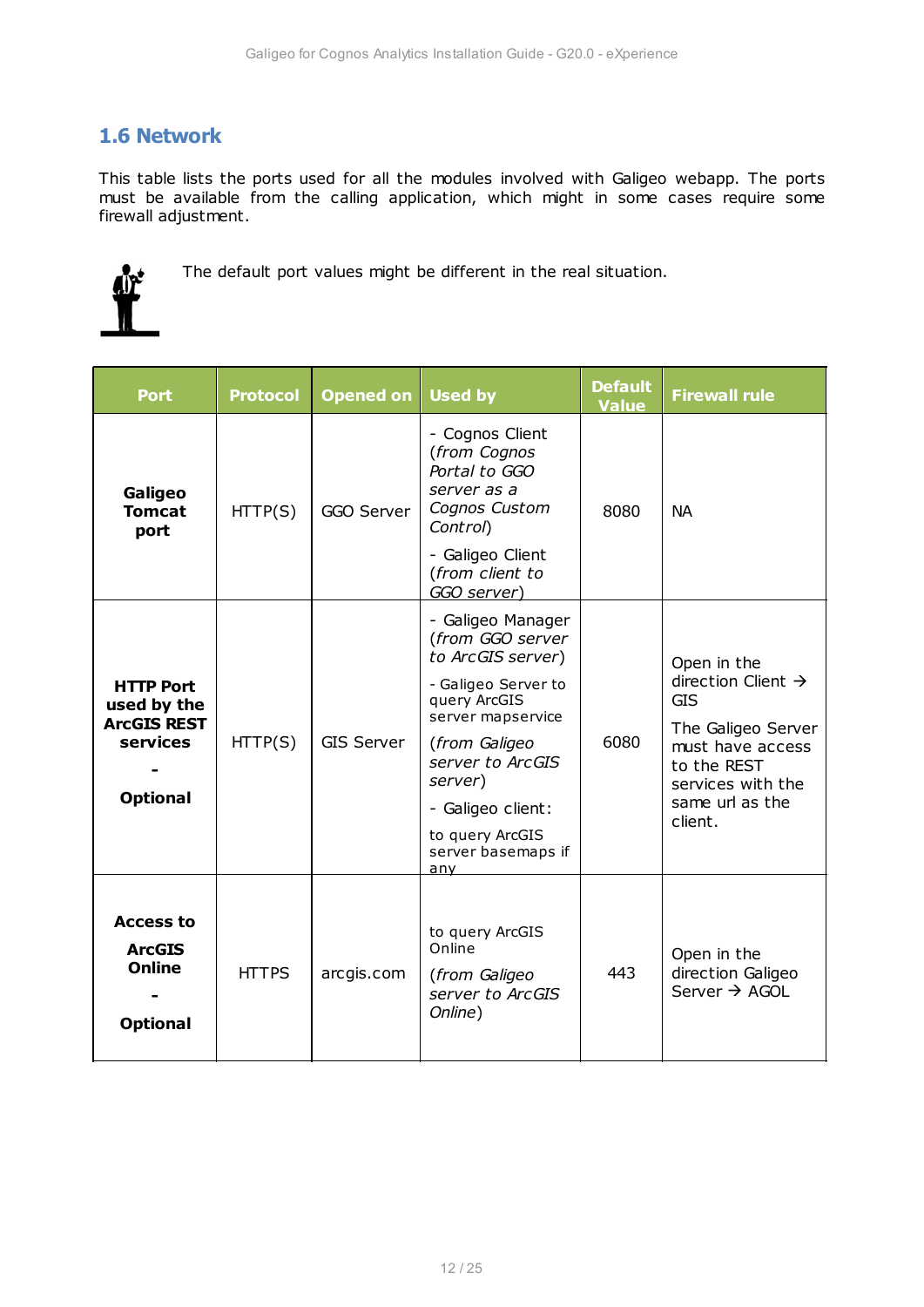## 1.6 Network

This table lists the ports used for all the modules involved with Galigeo webapp. The ports must be available from the calling application, which might in some cases require some firewall adjustment.

The default port values might be different in the real situation.

| Port | Protocol | Opened on | Used by | Default Value | Firewall rule |
|---|---|---|---|---|---|
| **Galigeo Tomcat port** | HTTP(S) | GGO Server | - Cognos Client (*from Cognos Portal to GGO server as a Cognos Custom Control*)<br>- Galigeo Client (*from client to GGO server*) | 8080 | NA |
| **HTTP Port used by the ArcGIS REST services**<br>**-**<br>**Optional** | HTTP(S) | GIS Server | - Galigeo Manager (*from GGO server to ArcGIS server*)<br>- Galigeo Server to query ArcGIS server mapservice (*from Galigeo server to ArcGIS server*)<br>- Galigeo client: to query ArcGIS server basemaps if any | 6080 | Open in the direction Client → GIS<br>The Galigeo Server must have access to the REST services with the same url as the client. |
| **Access to ArcGIS Online**<br>**-**<br>**Optional** | HTTPS | arcgis.com | to query ArcGIS Online (*from Galigeo server to ArcGIS Online*) | 443 | Open in the direction Galigeo Server → AGOL |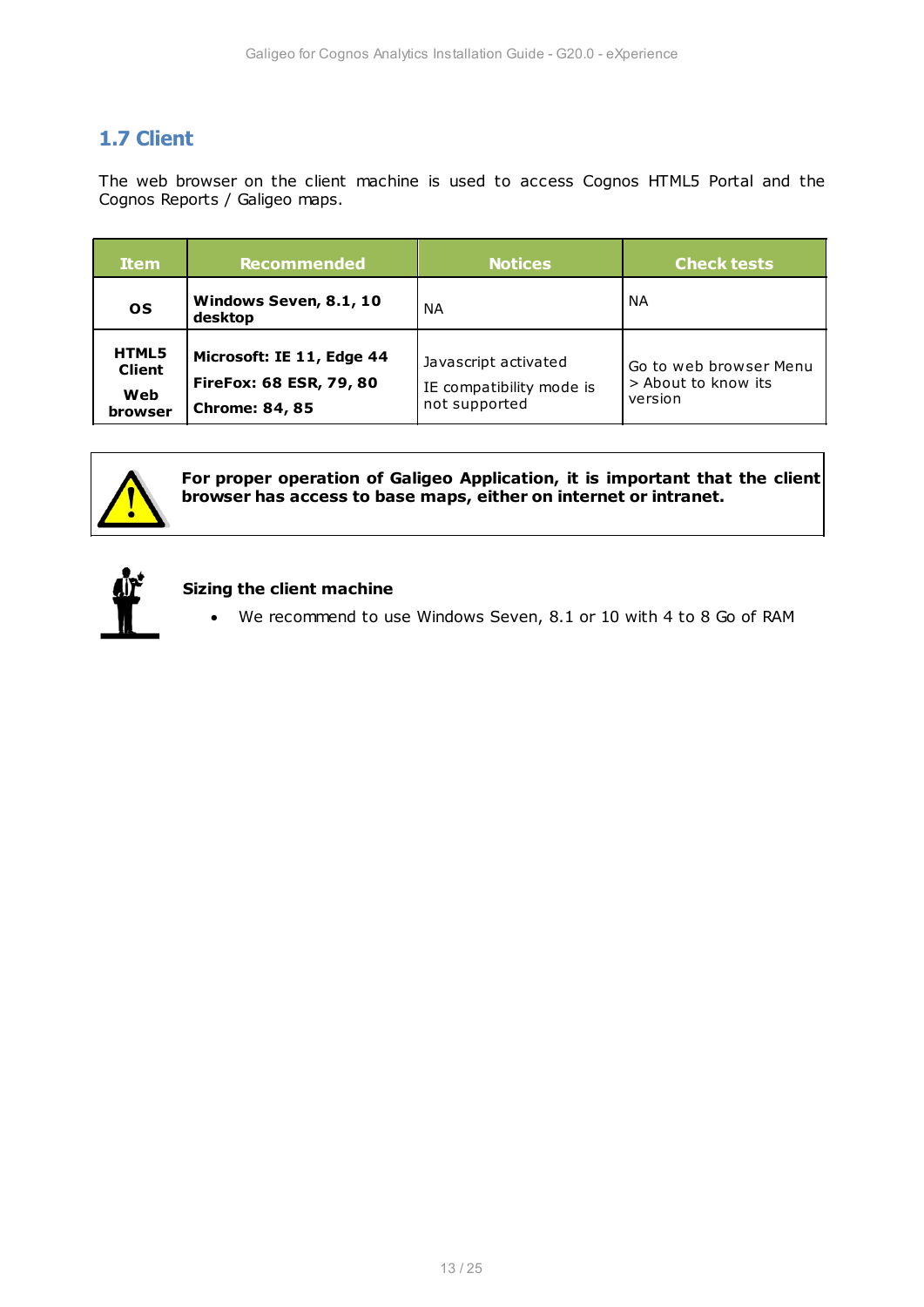## 1.7 Client

The web browser on the client machine is used to access Cognos HTML5 Portal and the Cognos Reports / Galigeo maps.

| Item | Recommended | Notices | Check tests |
| --- | --- | --- | --- |
| **OS** | **Windows Seven, 8.1, 10 desktop** | NA | NA |
| **HTML5 Client**<br>**Web browser** | **Microsoft: IE 11, Edge 44**<br>**FireFox: 68 ESR, 79, 80**<br>**Chrome: 84, 85** | Javascript activated<br>IE compatibility mode is not supported | Go to web browser Menu > About to know its version |

**For proper operation of Galigeo Application, it is important that the client browser has access to base maps, either on internet or intranet.**

**Sizing the client machine**

- We recommend to use Windows Seven, 8.1 or 10 with 4 to 8 Go of RAM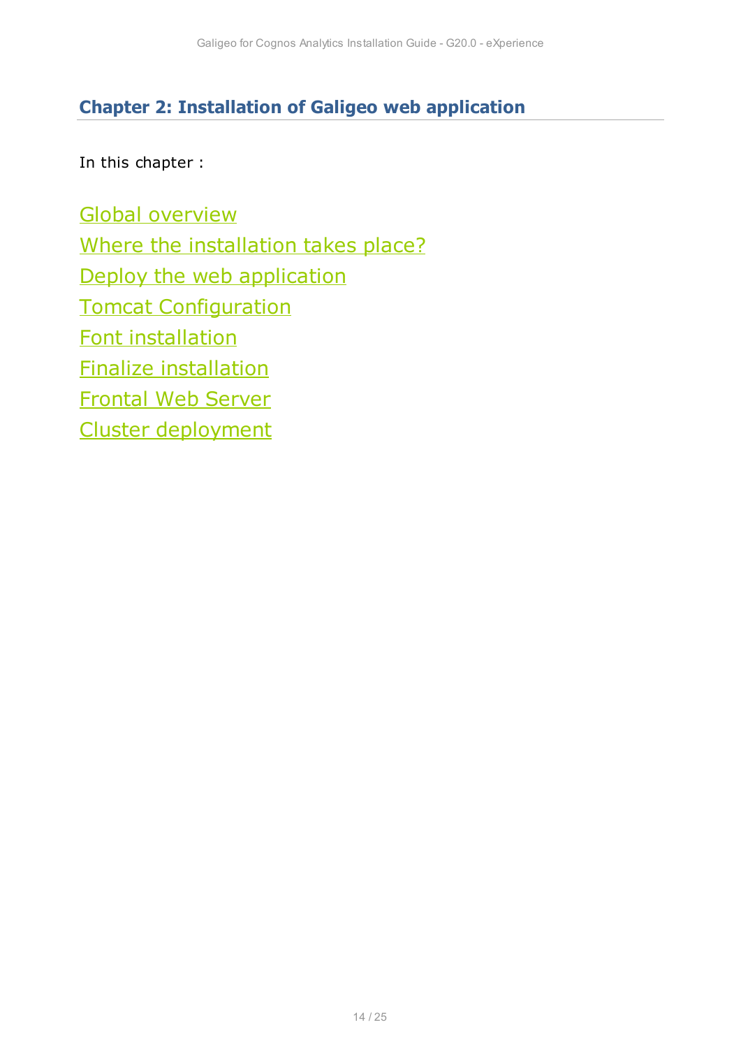## Chapter 2: Installation of Galigeo web application

In this chapter :

- Global overview
- Where the installation takes place?
- Deploy the web application
- Tomcat Configuration
- Font installation
- Finalize installation
- Frontal Web Server
- Cluster deployment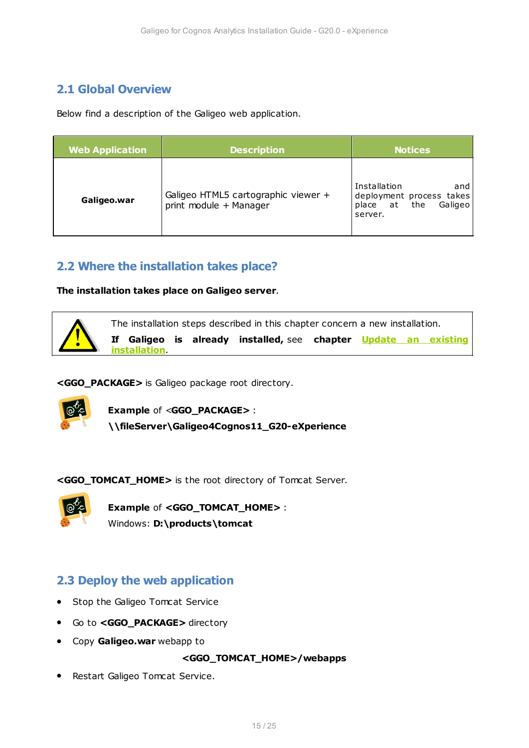## 2.1 Global Overview

Below find a description of the Galigeo web application.

| Web Application | Description | Notices |
|---|---|---|
| **Galigeo.war** | Galigeo HTML5 cartographic viewer + print module + Manager | Installation and deployment process takes place at the Galigeo server. |

## 2.2 Where the installation takes place?

**The installation takes place on Galigeo server**.

The installation steps described in this chapter concern a new installation.
**If Galigeo is already installed,** see **chapter** **Update an existing installation**.

**<GGO_PACKAGE>** is Galigeo package root directory.

**Example** of <**GGO_PACKAGE>** :
**\\fileServer\Galigeo4Cognos11_G20-eXperience**

**<GGO_TOMCAT_HOME>** is the root directory of Tomcat Server.

**Example** of **<GGO_TOMCAT_HOME>** :
Windows: **D:\products\tomcat**

## 2.3 Deploy the web application

- Stop the Galigeo Tomcat Service
- Go to **<GGO_PACKAGE>** directory
- Copy **Galigeo.war** webapp to

  **<GGO_TOMCAT_HOME>/webapps**
- Restart Galigeo Tomcat Service.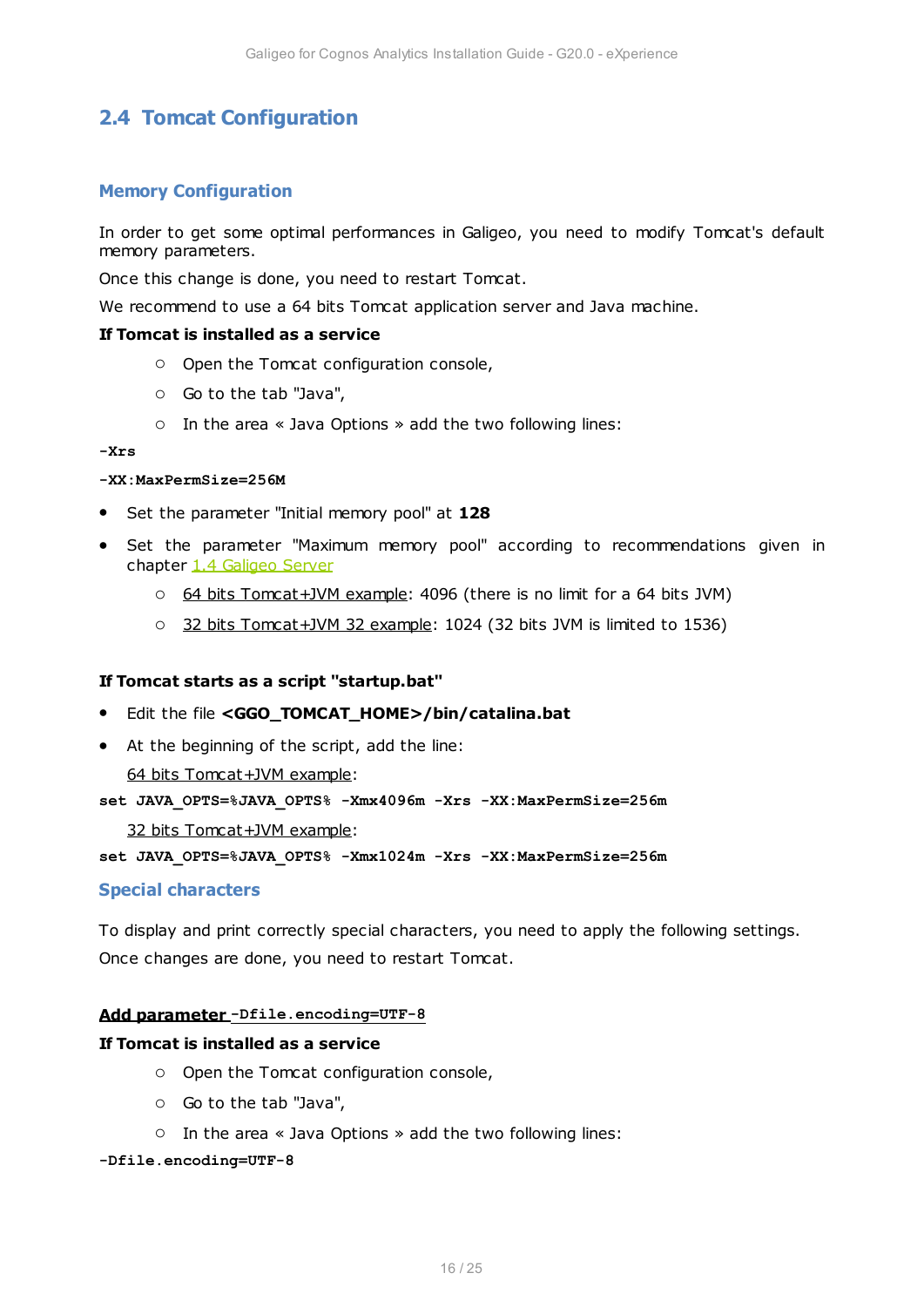## 2.4 Tomcat Configuration

### Memory Configuration

In order to get some optimal performances in Galigeo, you need to modify Tomcat's default memory parameters.

Once this change is done, you need to restart Tomcat.

We recommend to use a 64 bits Tomcat application server and Java machine.

**If Tomcat is installed as a service**

- Open the Tomcat configuration console,
- Go to the tab "Java",
- In the area « Java Options » add the two following lines:

```
-Xrs
-XX:MaxPermSize=256M
```

- Set the parameter "Initial memory pool" at **128**
- Set the parameter "Maximum memory pool" according to recommendations given in chapter 1.4 Galigeo Server
  - 64 bits Tomcat+JVM example: 4096 (there is no limit for a 64 bits JVM)
  - 32 bits Tomcat+JVM 32 example: 1024 (32 bits JVM is limited to 1536)

**If Tomcat starts as a script "startup.bat"**

- Edit the file **<GGO_TOMCAT_HOME>/bin/catalina.bat**
- At the beginning of the script, add the line:

  64 bits Tomcat+JVM example:

```
set JAVA_OPTS=%JAVA_OPTS% -Xmx4096m -Xrs -XX:MaxPermSize=256m
```

  32 bits Tomcat+JVM example:

```
set JAVA_OPTS=%JAVA_OPTS% -Xmx1024m -Xrs -XX:MaxPermSize=256m
```

### Special characters

To display and print correctly special characters, you need to apply the following settings.

Once changes are done, you need to restart Tomcat.

**Add parameter `-Dfile.encoding=UTF-8`**

**If Tomcat is installed as a service**

- Open the Tomcat configuration console,
- Go to the tab "Java",
- In the area « Java Options » add the two following lines:

```
-Dfile.encoding=UTF-8
```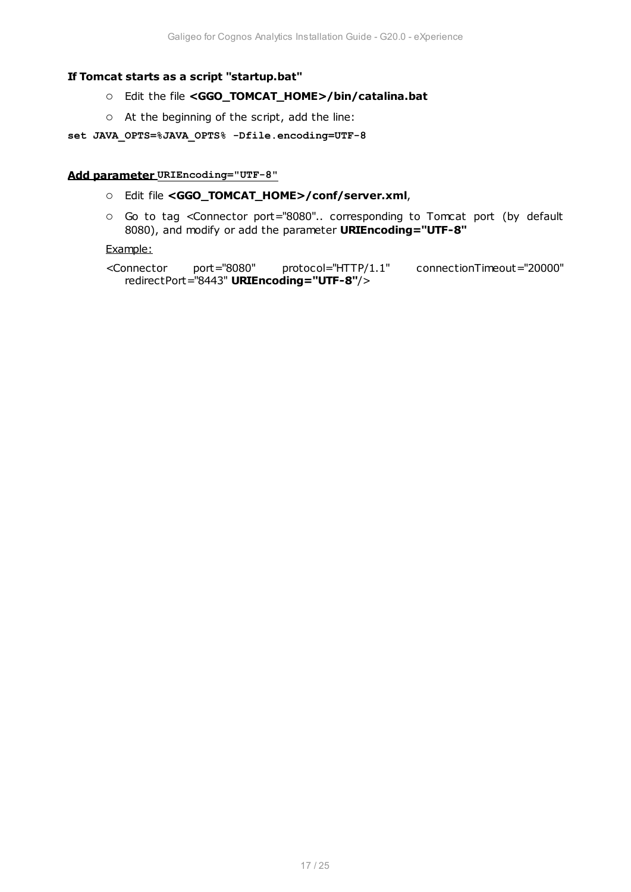**If Tomcat starts as a script "startup.bat"**

- Edit the file **<GGO_TOMCAT_HOME>/bin/catalina.bat**
- At the beginning of the script, add the line:

```
set JAVA_OPTS=%JAVA_OPTS% -Dfile.encoding=UTF-8
```

**Add parameter `URIEncoding="UTF-8"`**

- Edit file **<GGO_TOMCAT_HOME>/conf/server.xml**,
- Go to tag <Connector port="8080".. corresponding to Tomcat port (by default 8080), and modify or add the parameter **URIEncoding="UTF-8"**

Example:

<Connector port="8080" protocol="HTTP/1.1" connectionTimeout="20000" redirectPort="8443" **URIEncoding="UTF-8"**/>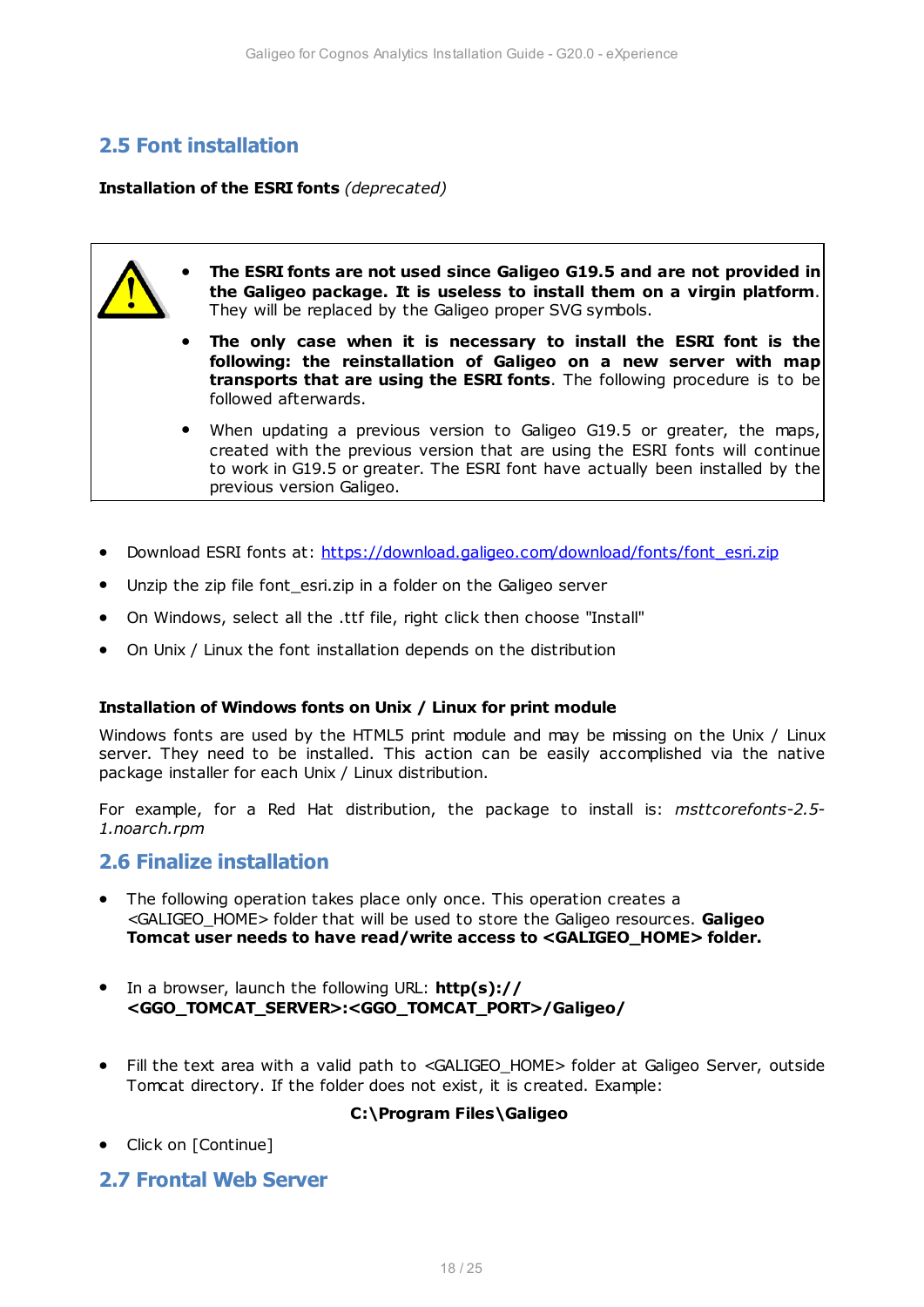## 2.5 Font installation

**Installation of the ESRI fonts** *(deprecated)*

- **The ESRI fonts are not used since Galigeo G19.5 and are not provided in the Galigeo package. It is useless to install them on a virgin platform**. They will be replaced by the Galigeo proper SVG symbols.
- **The only case when it is necessary to install the ESRI font is the following: the reinstallation of Galigeo on a new server with map transports that are using the ESRI fonts**. The following procedure is to be followed afterwards.
- When updating a previous version to Galigeo G19.5 or greater, the maps, created with the previous version that are using the ESRI fonts will continue to work in G19.5 or greater. The ESRI font have actually been installed by the previous version Galigeo.

- Download ESRI fonts at: [https://download.galigeo.com/download/fonts/font_esri.zip](https://download.galigeo.com/download/fonts/font_esri.zip)
- Unzip the zip file font_esri.zip in a folder on the Galigeo server
- On Windows, select all the .ttf file, right click then choose "Install"
- On Unix / Linux the font installation depends on the distribution

**Installation of Windows fonts on Unix / Linux for print module**

Windows fonts are used by the HTML5 print module and may be missing on the Unix / Linux server. They need to be installed. This action can be easily accomplished via the native package installer for each Unix / Linux distribution.

For example, for a Red Hat distribution, the package to install is: *msttcorefonts-2.5-1.noarch.rpm*

## 2.6 Finalize installation

- The following operation takes place only once. This operation creates a <GALIGEO_HOME> folder that will be used to store the Galigeo resources. **Galigeo Tomcat user needs to have read/write access to <GALIGEO_HOME> folder.**
- In a browser, launch the following URL: **http(s)://<GGO_TOMCAT_SERVER>:<GGO_TOMCAT_PORT>/Galigeo/**
- Fill the text area with a valid path to <GALIGEO_HOME> folder at Galigeo Server, outside Tomcat directory. If the folder does not exist, it is created. Example:

**C:\Program Files\Galigeo**

- Click on [Continue]

## 2.7 Frontal Web Server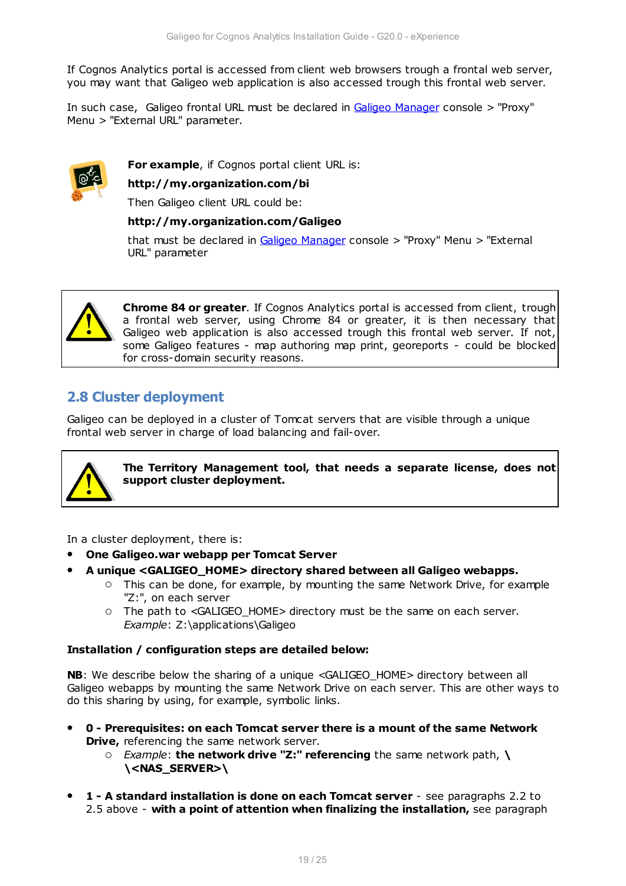If Cognos Analytics portal is accessed from client web browsers trough a frontal web server, you may want that Galigeo web application is also accessed trough this frontal web server.

In such case, Galigeo frontal URL must be declared in Galigeo Manager console > "Proxy" Menu > "External URL" parameter.

**For example**, if Cognos portal client URL is:

**http://my.organization.com/bi**

Then Galigeo client URL could be:

**http://my.organization.com/Galigeo**

that must be declared in Galigeo Manager console > "Proxy" Menu > "External URL" parameter

**Chrome 84 or greater**. If Cognos Analytics portal is accessed from client, trough a frontal web server, using Chrome 84 or greater, it is then necessary that Galigeo web application is also accessed trough this frontal web server. If not, some Galigeo features - map authoring map print, georeports - could be blocked for cross-domain security reasons.

## 2.8 Cluster deployment

Galigeo can be deployed in a cluster of Tomcat servers that are visible through a unique frontal web server in charge of load balancing and fail-over.

**The Territory Management tool, that needs a separate license, does not support cluster deployment.**

In a cluster deployment, there is:

- **One Galigeo.war webapp per Tomcat Server**
- **A unique <GALIGEO_HOME> directory shared between all Galigeo webapps.**
  - This can be done, for example, by mounting the same Network Drive, for example "Z:", on each server
  - The path to <GALIGEO_HOME> directory must be the same on each server. *Example*: Z:\applications\Galigeo

**Installation / configuration steps are detailed below:**

**NB**: We describe below the sharing of a unique <GALIGEO_HOME> directory between all Galigeo webapps by mounting the same Network Drive on each server. This are other ways to do this sharing by using, for example, symbolic links.

- **0 - Prerequisites: on each Tomcat server there is a mount of the same Network Drive,** referencing the same network server.
  - *Example*: **the network drive "Z:" referencing** the same network path, **\\<NAS_SERVER>\**

- **1 - A standard installation is done on each Tomcat server** - see paragraphs 2.2 to 2.5 above - **with a point of attention when finalizing the installation,** see paragraph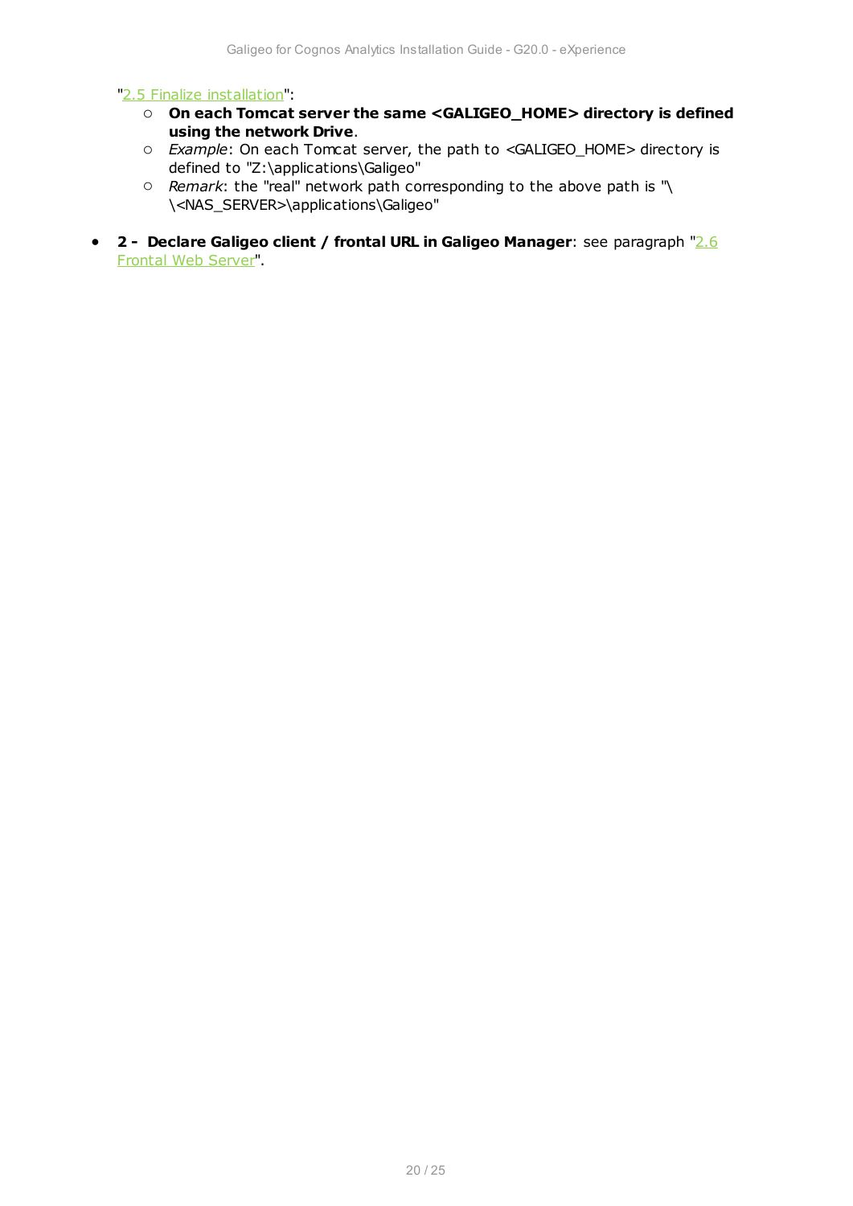"2.5 Finalize installation":

  - **On each Tomcat server the same <GALIGEO_HOME> directory is defined using the network Drive**.
  - *Example*: On each Tomcat server, the path to <GALIGEO_HOME> directory is defined to "Z:\applications\Galigeo"
  - *Remark*: the "real" network path corresponding to the above path is "\\<NAS_SERVER>\applications\Galigeo"

- **2 - Declare Galigeo client / frontal URL in Galigeo Manager**: see paragraph "2.6 Frontal Web Server".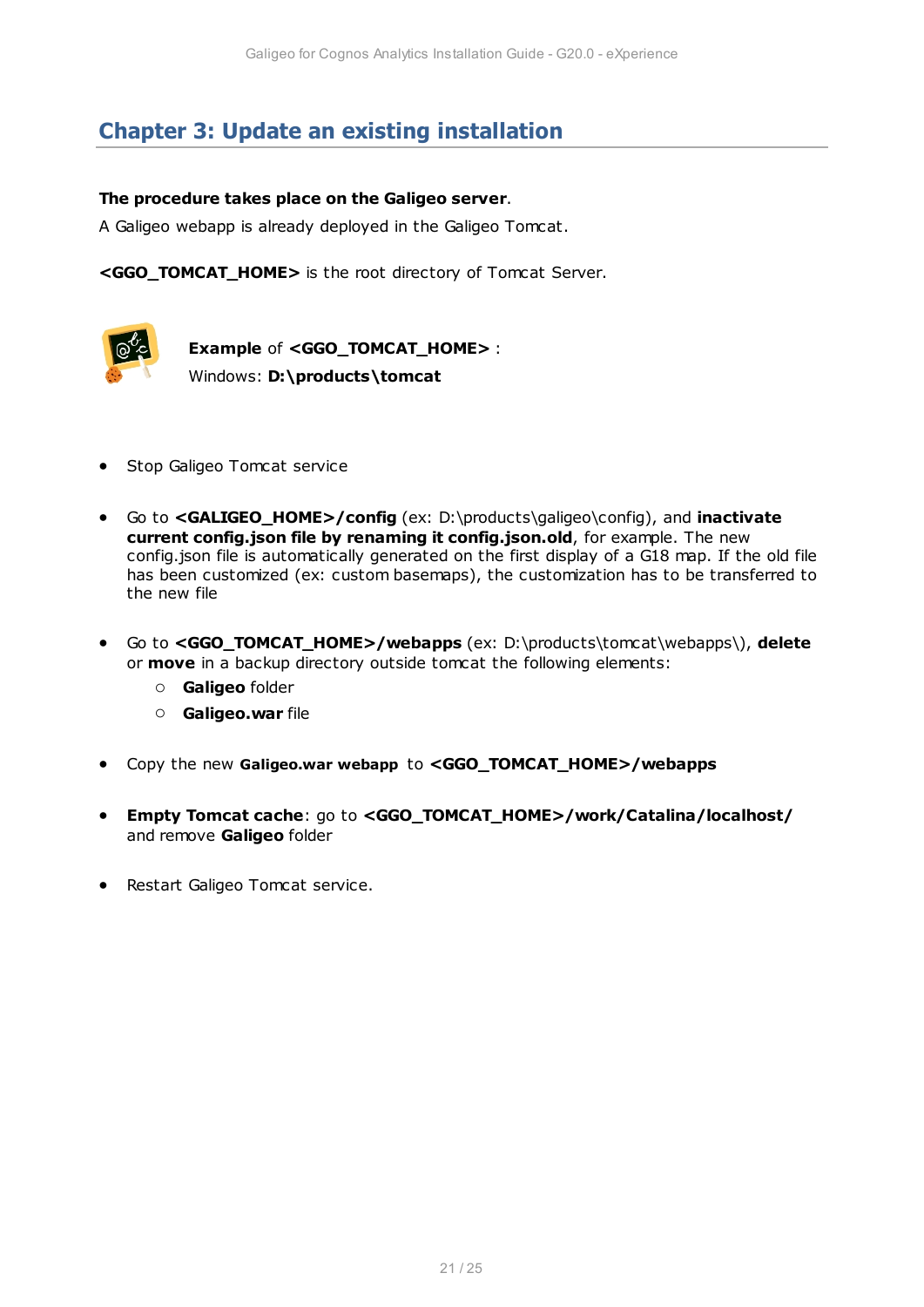# Chapter 3: Update an existing installation

**The procedure takes place on the Galigeo server**.

A Galigeo webapp is already deployed in the Galigeo Tomcat.

**<GGO_TOMCAT_HOME>** is the root directory of Tomcat Server.

**Example** of **<GGO_TOMCAT_HOME>** :
Windows: **D:\products\tomcat**

- Stop Galigeo Tomcat service

- Go to **<GALIGEO_HOME>/config** (ex: D:\products\galigeo\config), and **inactivate current config.json file by renaming it config.json.old**, for example. The new config.json file is automatically generated on the first display of a G18 map. If the old file has been customized (ex: custom basemaps), the customization has to be transferred to the new file

- Go to **<GGO_TOMCAT_HOME>/webapps** (ex: D:\products\tomcat\webapps\), **delete** or **move** in a backup directory outside tomcat the following elements:
  - **Galigeo** folder
  - **Galigeo.war** file

- Copy the new **Galigeo.war webapp** to **<GGO_TOMCAT_HOME>/webapps**

- **Empty Tomcat cache**: go to **<GGO_TOMCAT_HOME>/work/Catalina/localhost/** and remove **Galigeo** folder

- Restart Galigeo Tomcat service.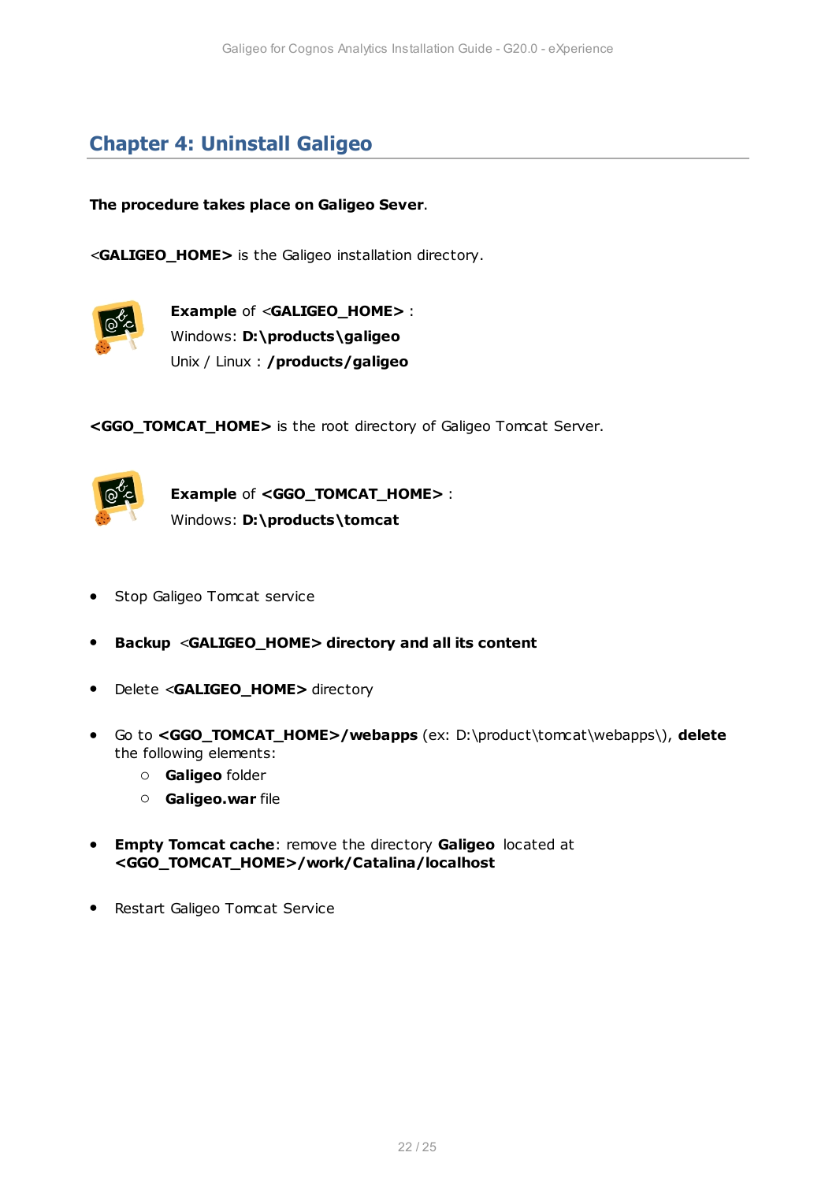# Chapter 4: Uninstall Galigeo

**The procedure takes place on Galigeo Sever**.

<**GALIGEO_HOME>** is the Galigeo installation directory.

**Example** of <**GALIGEO_HOME>** :
Windows: **D:\products\galigeo**
Unix / Linux : **/products/galigeo**

**<GGO_TOMCAT_HOME>** is the root directory of Galigeo Tomcat Server.

**Example** of **<GGO_TOMCAT_HOME>** :
Windows: **D:\products\tomcat**

- Stop Galigeo Tomcat service
- **Backup** <**GALIGEO_HOME> directory and all its content**
- Delete <**GALIGEO_HOME>** directory
- Go to **<GGO_TOMCAT_HOME>/webapps** (ex: D:\product\tomcat\webapps\), **delete** the following elements:
  - **Galigeo** folder
  - **Galigeo.war** file
- **Empty Tomcat cache**: remove the directory **Galigeo** located at **<GGO_TOMCAT_HOME>/work/Catalina/localhost**
- Restart Galigeo Tomcat Service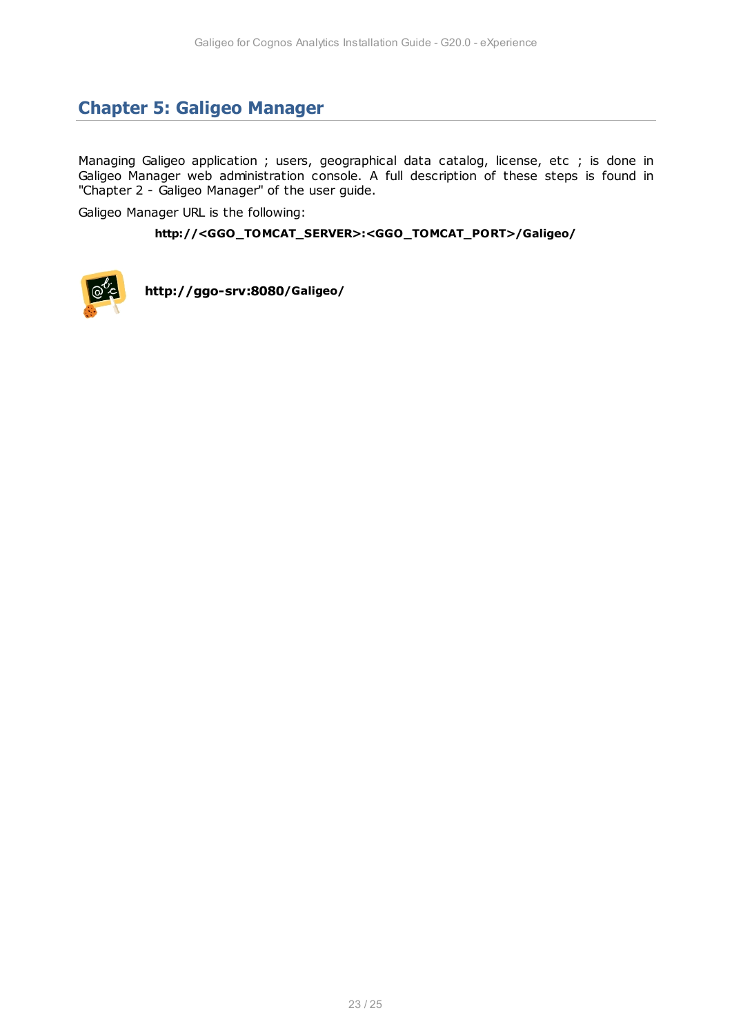# Chapter 5: Galigeo Manager

Managing Galigeo application ; users, geographical data catalog, license, etc ; is done in Galigeo Manager web administration console. A full description of these steps is found in "Chapter 2 - Galigeo Manager" of the user guide.

Galigeo Manager URL is the following:

**http://<GGO_TOMCAT_SERVER>:<GGO_TOMCAT_PORT>/Galigeo/**

**http://ggo-srv:8080/Galigeo/**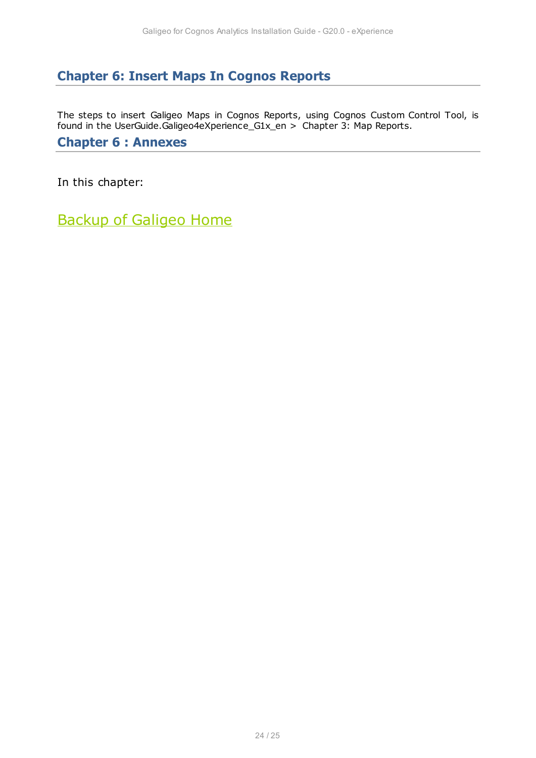# Chapter 6: Insert Maps In Cognos Reports

The steps to insert Galigeo Maps in Cognos Reports, using Cognos Custom Control Tool, is found in the UserGuide.Galigeo4eXperience_G1x_en > Chapter 3: Map Reports.

# Chapter 6 : Annexes

In this chapter:

Backup of Galigeo Home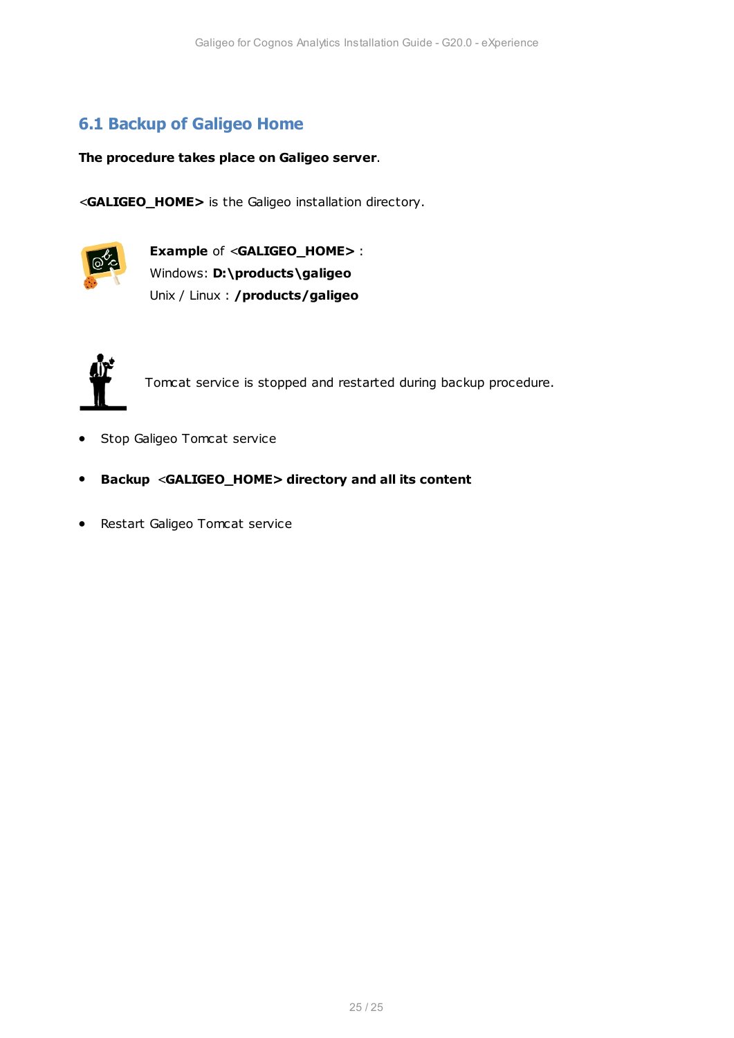## 6.1 Backup of Galigeo Home

**The procedure takes place on Galigeo server**.

<**GALIGEO_HOME>** is the Galigeo installation directory.

**Example** of <**GALIGEO_HOME>** :
Windows: **D:\products\galigeo**
Unix / Linux : **/products/galigeo**

Tomcat service is stopped and restarted during backup procedure.

- Stop Galigeo Tomcat service
- **Backup** <**GALIGEO_HOME> directory and all its content**
- Restart Galigeo Tomcat service